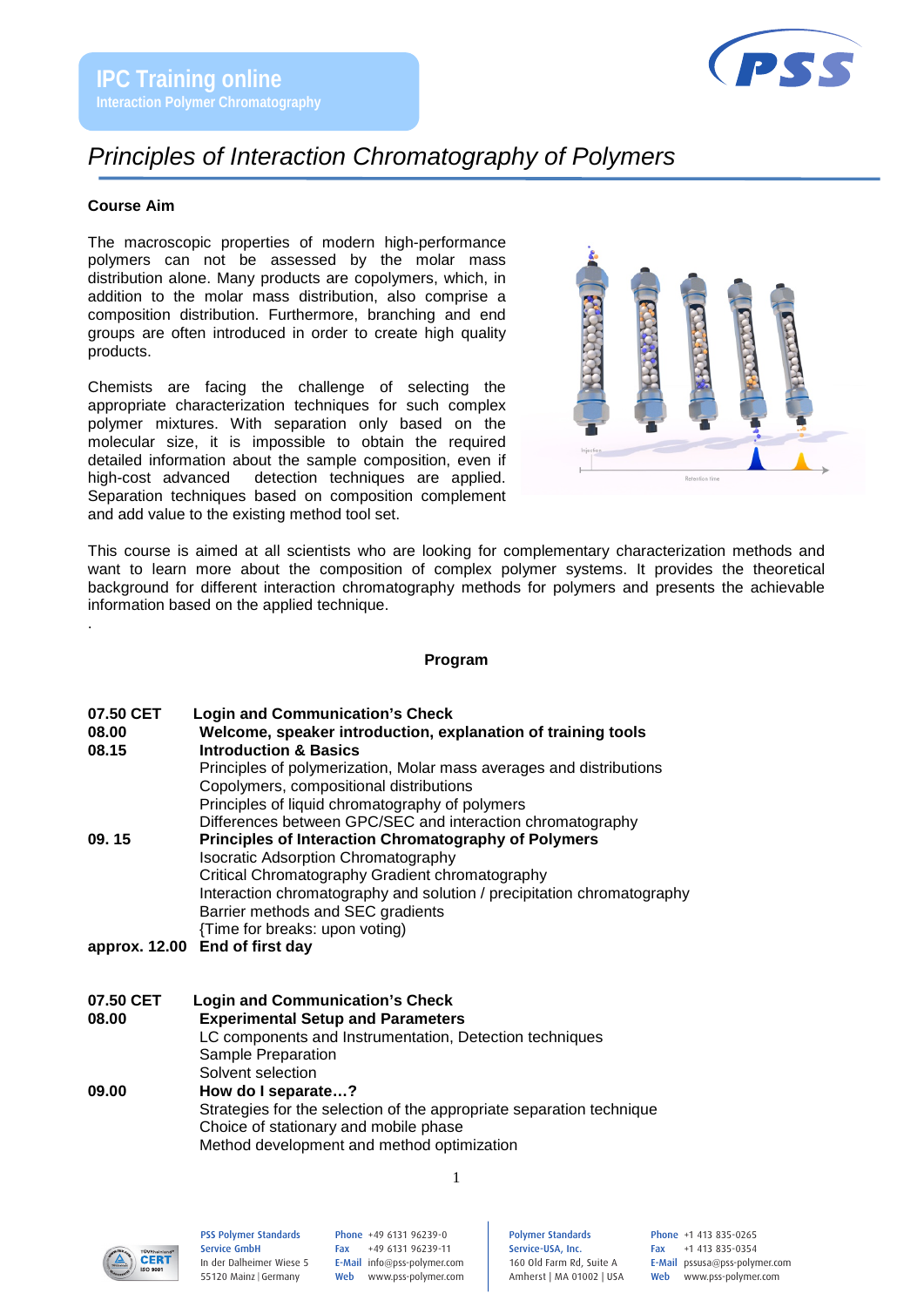**IPC Training online**
**Interaction Polymer Chromatography**

# *Principles of Interaction Chromatography of Polymers*

### Course Aim

The macroscopic properties of modern high-performance polymers can not be assessed by the molar mass distribution alone. Many products are copolymers, which, in addition to the molar mass distribution, also comprise a composition distribution. Furthermore, branching and end groups are often introduced in order to create high quality products.

Chemists are facing the challenge of selecting the appropriate characterization techniques for such complex polymer mixtures. With separation only based on the molecular size, it is impossible to obtain the required detailed information about the sample composition, even if high-cost advanced detection techniques are applied. Separation techniques based on composition complement and add value to the existing method tool set.

This course is aimed at all scientists who are looking for complementary characterization methods and want to learn more about the composition of complex polymer systems. It provides the theoretical background for different interaction chromatography methods for polymers and presents the achievable information based on the applied technique.

.

### Program

**07.50 CET** **Login and Communication's Check**
**08.00** **Welcome, speaker introduction, explanation of training tools**
**08.15** **Introduction & Basics**
Principles of polymerization, Molar mass averages and distributions
Copolymers, compositional distributions
Principles of liquid chromatography of polymers
Differences between GPC/SEC and interaction chromatography
**09. 15** **Principles of Interaction Chromatography of Polymers**
Isocratic Adsorption Chromatography
Critical Chromatography Gradient chromatography
Interaction chromatography and solution / precipitation chromatography
Barrier methods and SEC gradients
{Time for breaks: upon voting)
**approx. 12.00** **End of first day**

**07.50 CET** **Login and Communication's Check**
**08.00** **Experimental Setup and Parameters**
LC components and Instrumentation, Detection techniques
Sample Preparation
Solvent selection
**09.00** **How do I separate…?**
Strategies for the selection of the appropriate separation technique
Choice of stationary and mobile phase
Method development and method optimization

PSS Polymer Standards Service GmbH
In der Dalheimer Wiese 5
55120 Mainz | Germany
Phone +49 6131 96239-0
Fax +49 6131 96239-11
E-Mail info@pss-polymer.com
Web www.pss-polymer.com

Polymer Standards Service-USA, Inc.
160 Old Farm Rd, Suite A
Amherst | MA 01002 | USA
Phone +1 413 835-0265
Fax +1 413 835-0354
E-Mail pssusa@pss-polymer.com
Web www.pss-polymer.com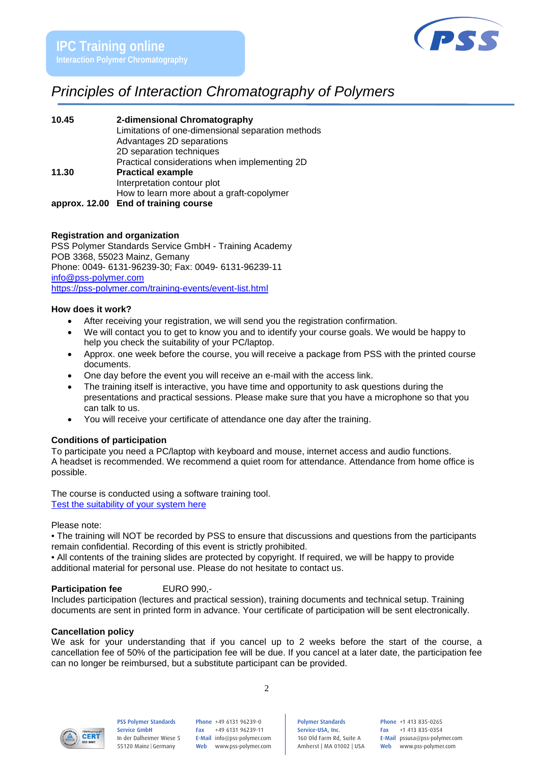# Principles of Interaction Chromatography of Polymers

| | | |
|---|---|---|
| **10.45** | **2-dimensional Chromatography** | |
| | Limitations of one-dimensional separation methods | |
| | Advantages 2D separations | |
| | 2D separation techniques | |
| | Practical considerations when implementing 2D | |
| **11.30** | **Practical example** | |
| | Interpretation contour plot | |
| | How to learn more about a graft-copolymer | |
| **approx. 12.00** | **End of training course** | |

**Registration and organization**
PSS Polymer Standards Service GmbH - Training Academy
POB 3368, 55023 Mainz, Gemany
Phone: 0049- 6131-96239-30; Fax: 0049- 6131-96239-11
info@pss-polymer.com
https://pss-polymer.com/training-events/event-list.html

**How does it work?**

- After receiving your registration, we will send you the registration confirmation.
- We will contact you to get to know you and to identify your course goals. We would be happy to help you check the suitability of your PC/laptop.
- Approx. one week before the course, you will receive a package from PSS with the printed course documents.
- One day before the event you will receive an e-mail with the access link.
- The training itself is interactive, you have time and opportunity to ask questions during the presentations and practical sessions. Please make sure that you have a microphone so that you can talk to us.
- You will receive your certificate of attendance one day after the training.

**Conditions of participation**
To participate you need a PC/laptop with keyboard and mouse, internet access and audio functions.
A headset is recommended. We recommend a quiet room for attendance. Attendance from home office is possible.

The course is conducted using a software training tool.
Test the suitability of your system here

Please note:
• The training will NOT be recorded by PSS to ensure that discussions and questions from the participants remain confidential. Recording of this event is strictly prohibited.
• All contents of the training slides are protected by copyright. If required, we will be happy to provide additional material for personal use. Please do not hesitate to contact us.

**Participation fee** EURO 990,-
Includes participation (lectures and practical session), training documents and technical setup. Training documents are sent in printed form in advance. Your certificate of participation will be sent electronically.

**Cancellation policy**
We ask for your understanding that if you cancel up to 2 weeks before the start of the course, a cancellation fee of 50% of the participation fee will be due. If you cancel at a later date, the participation fee can no longer be reimbursed, but a substitute participant can be provided.